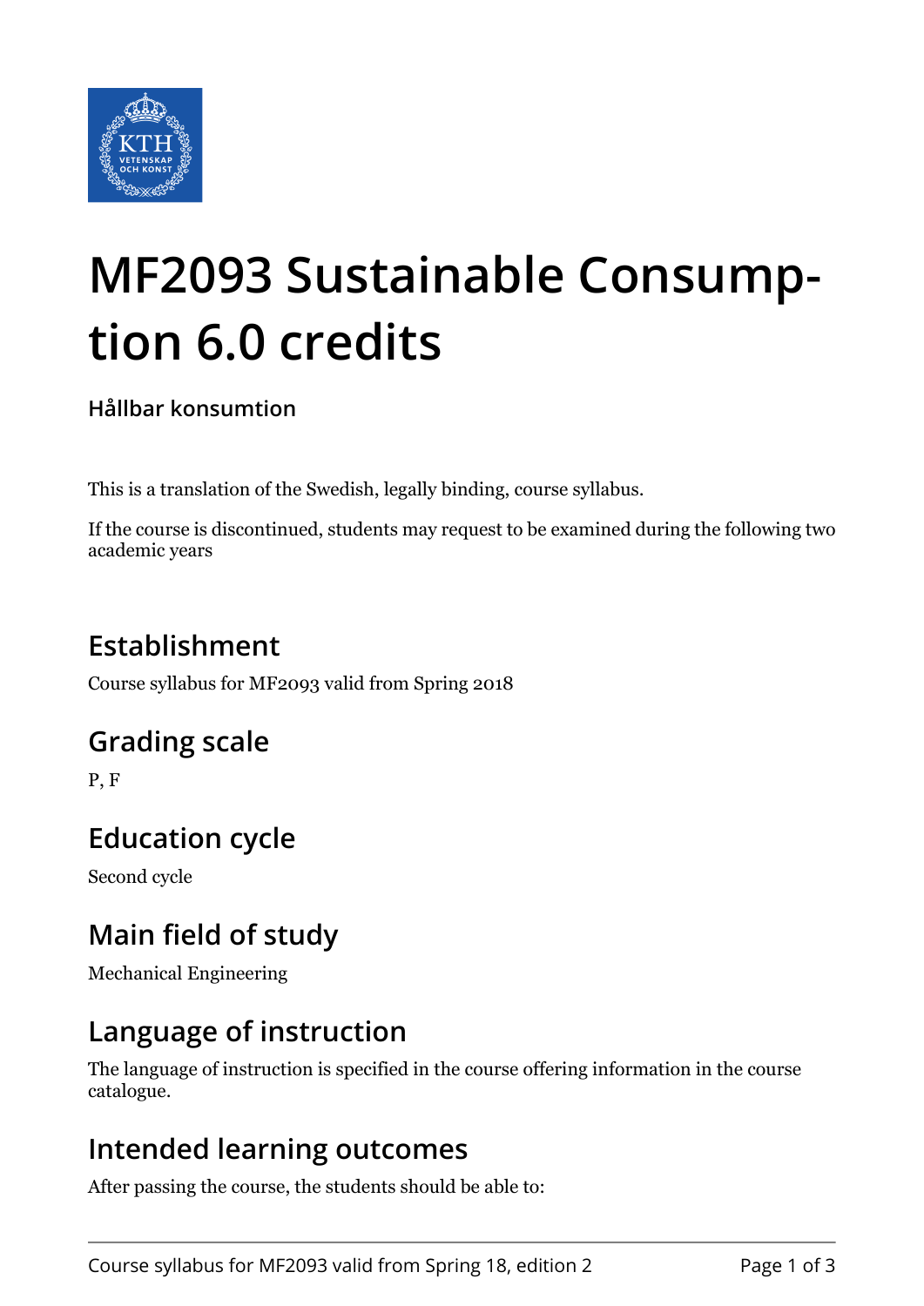# MF2093 Sustainable Consumption 6.0 credits

**Hållbar konsumtion**

This is a translation of the Swedish, legally binding, course syllabus.

If the course is discontinued, students may request to be examined during the following two academic years

## Establishment

Course syllabus for MF2093 valid from Spring 2018

## Grading scale

P, F

## Education cycle

Second cycle

## Main field of study

Mechanical Engineering

## Language of instruction

The language of instruction is specified in the course offering information in the course catalogue.

## Intended learning outcomes

After passing the course, the students should be able to: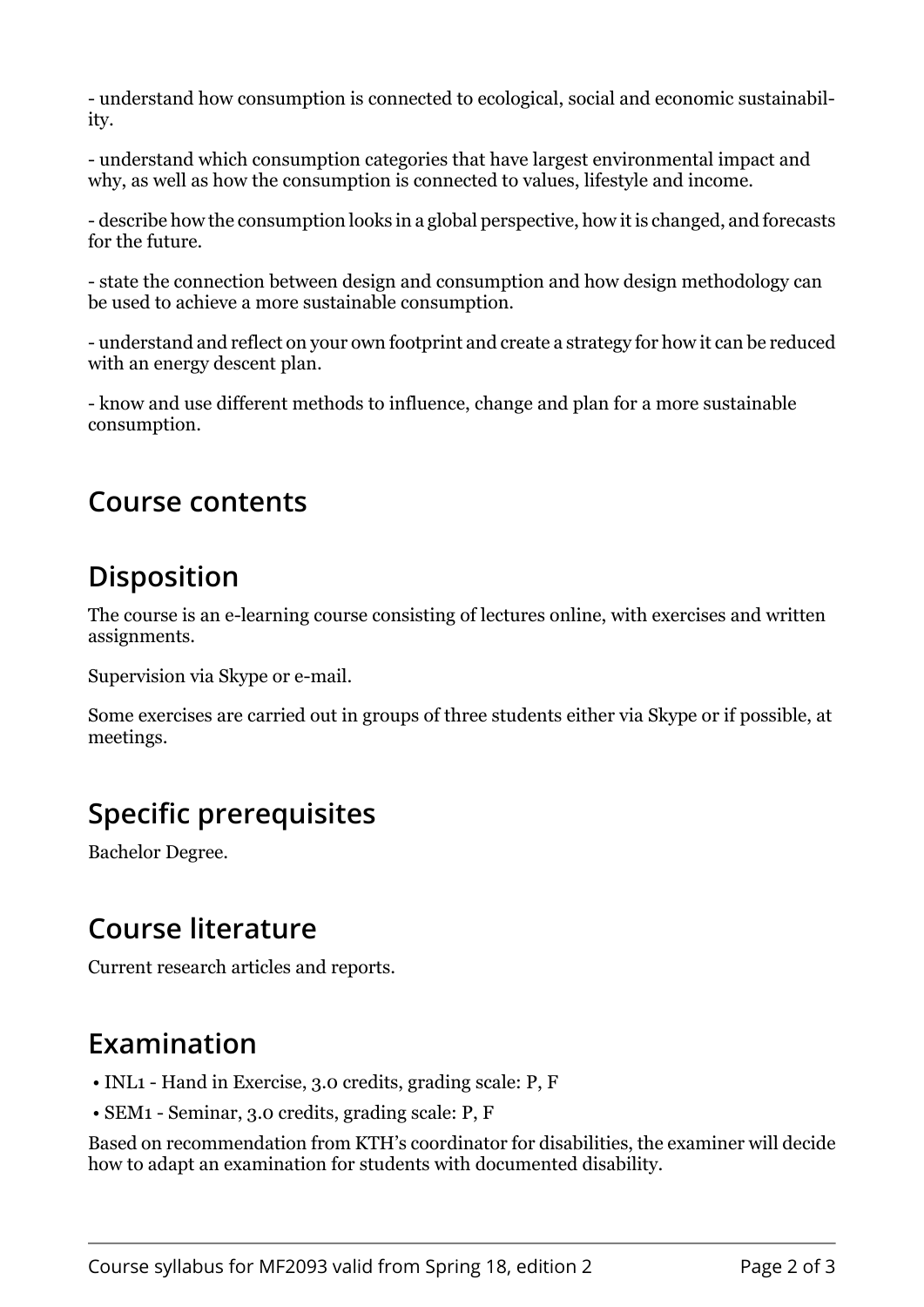- understand how consumption is connected to ecological, social and economic sustainability.

- understand which consumption categories that have largest environmental impact and why, as well as how the consumption is connected to values, lifestyle and income.

- describe how the consumption looks in a global perspective, how it is changed, and forecasts for the future.

- state the connection between design and consumption and how design methodology can be used to achieve a more sustainable consumption.

- understand and reflect on your own footprint and create a strategy for how it can be reduced with an energy descent plan.

- know and use different methods to influence, change and plan for a more sustainable consumption.

## Course contents

## Disposition

The course is an e-learning course consisting of lectures online, with exercises and written assignments.

Supervision via Skype or e-mail.

Some exercises are carried out in groups of three students either via Skype or if possible, at meetings.

## Specific prerequisites

Bachelor Degree.

## Course literature

Current research articles and reports.

## Examination

- INL1 - Hand in Exercise, 3.0 credits, grading scale: P, F
- SEM1 - Seminar, 3.0 credits, grading scale: P, F

Based on recommendation from KTH's coordinator for disabilities, the examiner will decide how to adapt an examination for students with documented disability.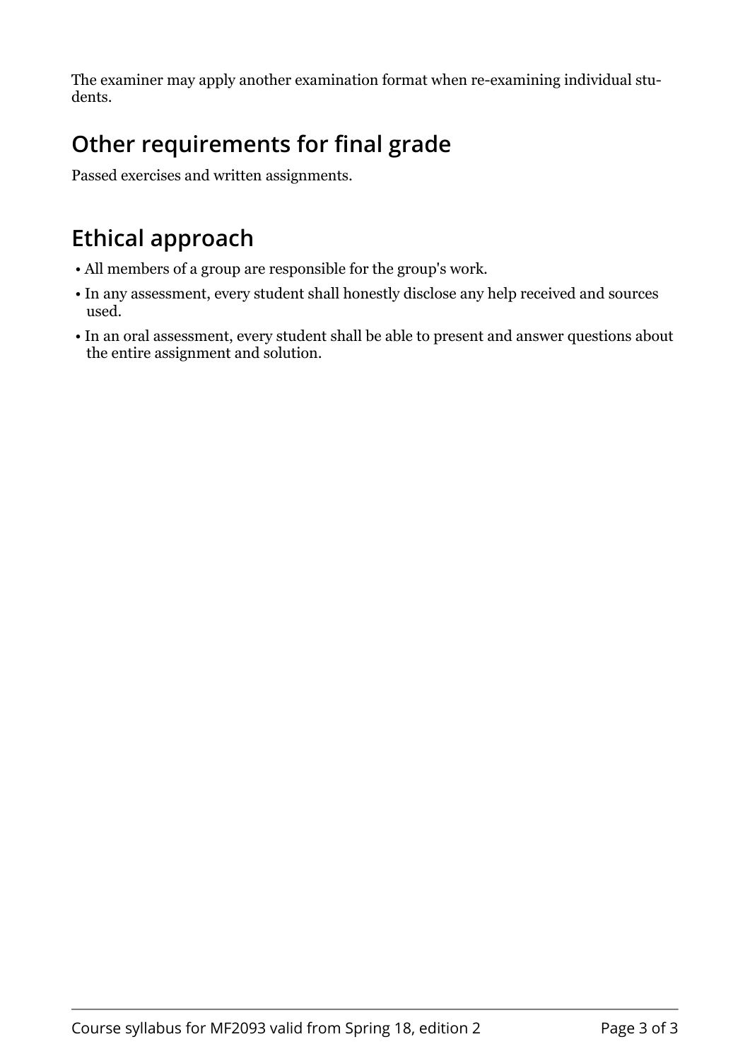The examiner may apply another examination format when re-examining individual students.

## Other requirements for final grade

Passed exercises and written assignments.

## Ethical approach

- All members of a group are responsible for the group's work.
- In any assessment, every student shall honestly disclose any help received and sources used.
- In an oral assessment, every student shall be able to present and answer questions about the entire assignment and solution.